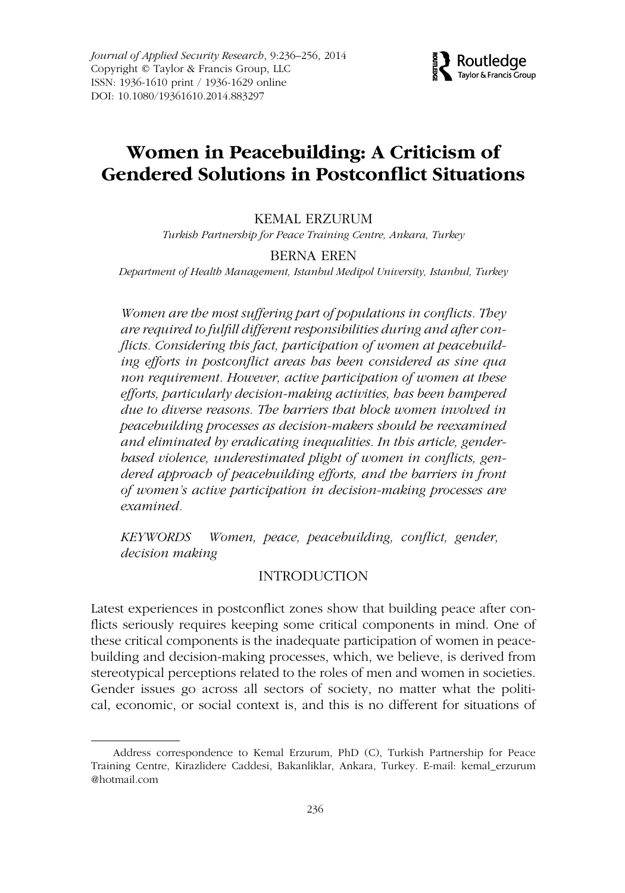# Women in Peacebuilding: A Criticism of Gendered Solutions in Postconflict Situations

KEMAL ERZURUM

*Turkish Partnership for Peace Training Centre, Ankara, Turkey*

BERNA EREN

*Department of Health Management, Istanbul Medipol University, Istanbul, Turkey*

*Women are the most suffering part of populations in conflicts. They are required to fulfill different responsibilities during and after conflicts. Considering this fact, participation of women at peacebuilding efforts in postconflict areas has been considered as sine qua non requirement. However, active participation of women at these efforts, particularly decision-making activities, has been hampered due to diverse reasons. The barriers that block women involved in peacebuilding processes as decision-makers should be reexamined and eliminated by eradicating inequalities. In this article, gender-based violence, underestimated plight of women in conflicts, gendered approach of peacebuilding efforts, and the barriers in front of women's active participation in decision-making processes are examined.*

*KEYWORDS* Women, peace, peacebuilding, conflict, gender, decision making

## INTRODUCTION

Latest experiences in postconflict zones show that building peace after conflicts seriously requires keeping some critical components in mind. One of these critical components is the inadequate participation of women in peacebuilding and decision-making processes, which, we believe, is derived from stereotypical perceptions related to the roles of men and women in societies. Gender issues go across all sectors of society, no matter what the political, economic, or social context is, and this is no different for situations of

---

Address correspondence to Kemal Erzurum, PhD (C), Turkish Partnership for Peace Training Centre, Kirazlidere Caddesi, Bakanliklar, Ankara, Turkey. E-mail: kemal_erzurum@hotmail.com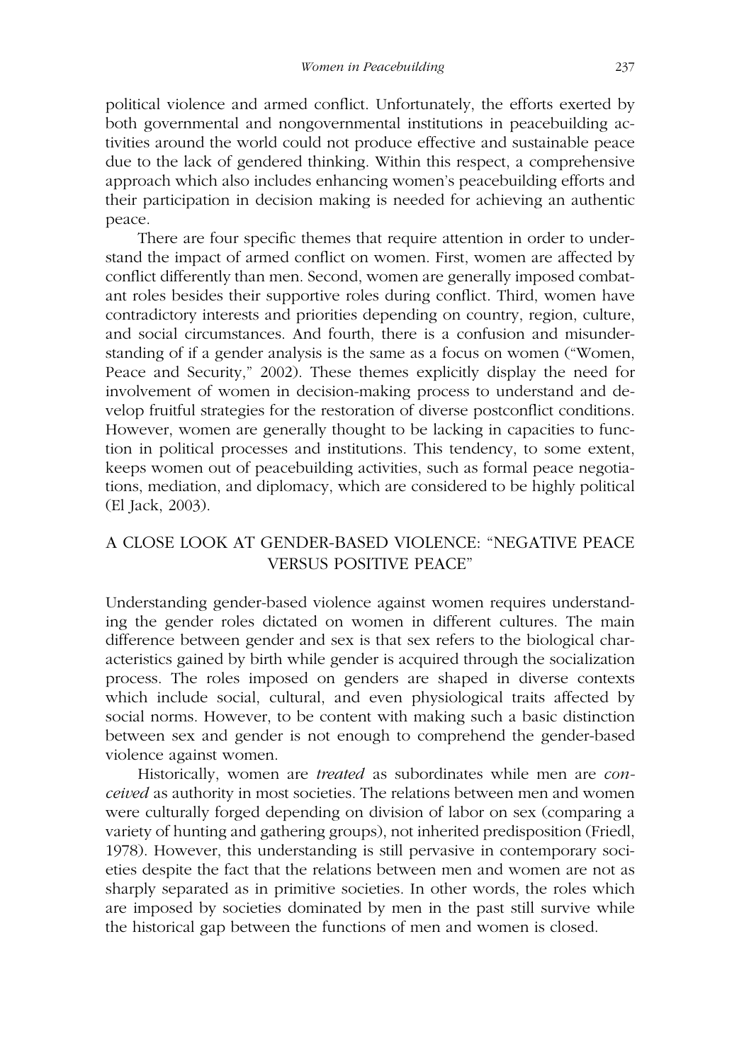political violence and armed conflict. Unfortunately, the efforts exerted by both governmental and nongovernmental institutions in peacebuilding activities around the world could not produce effective and sustainable peace due to the lack of gendered thinking. Within this respect, a comprehensive approach which also includes enhancing women's peacebuilding efforts and their participation in decision making is needed for achieving an authentic peace.

There are four specific themes that require attention in order to understand the impact of armed conflict on women. First, women are affected by conflict differently than men. Second, women are generally imposed combatant roles besides their supportive roles during conflict. Third, women have contradictory interests and priorities depending on country, region, culture, and social circumstances. And fourth, there is a confusion and misunderstanding of if a gender analysis is the same as a focus on women ("Women, Peace and Security," 2002). These themes explicitly display the need for involvement of women in decision-making process to understand and develop fruitful strategies for the restoration of diverse postconflict conditions. However, women are generally thought to be lacking in capacities to function in political processes and institutions. This tendency, to some extent, keeps women out of peacebuilding activities, such as formal peace negotiations, mediation, and diplomacy, which are considered to be highly political (El Jack, 2003).

## A CLOSE LOOK AT GENDER-BASED VIOLENCE: "NEGATIVE PEACE VERSUS POSITIVE PEACE"

Understanding gender-based violence against women requires understanding the gender roles dictated on women in different cultures. The main difference between gender and sex is that sex refers to the biological characteristics gained by birth while gender is acquired through the socialization process. The roles imposed on genders are shaped in diverse contexts which include social, cultural, and even physiological traits affected by social norms. However, to be content with making such a basic distinction between sex and gender is not enough to comprehend the gender-based violence against women.

Historically, women are *treated* as subordinates while men are *conceived* as authority in most societies. The relations between men and women were culturally forged depending on division of labor on sex (comparing a variety of hunting and gathering groups), not inherited predisposition (Friedl, 1978). However, this understanding is still pervasive in contemporary societies despite the fact that the relations between men and women are not as sharply separated as in primitive societies. In other words, the roles which are imposed by societies dominated by men in the past still survive while the historical gap between the functions of men and women is closed.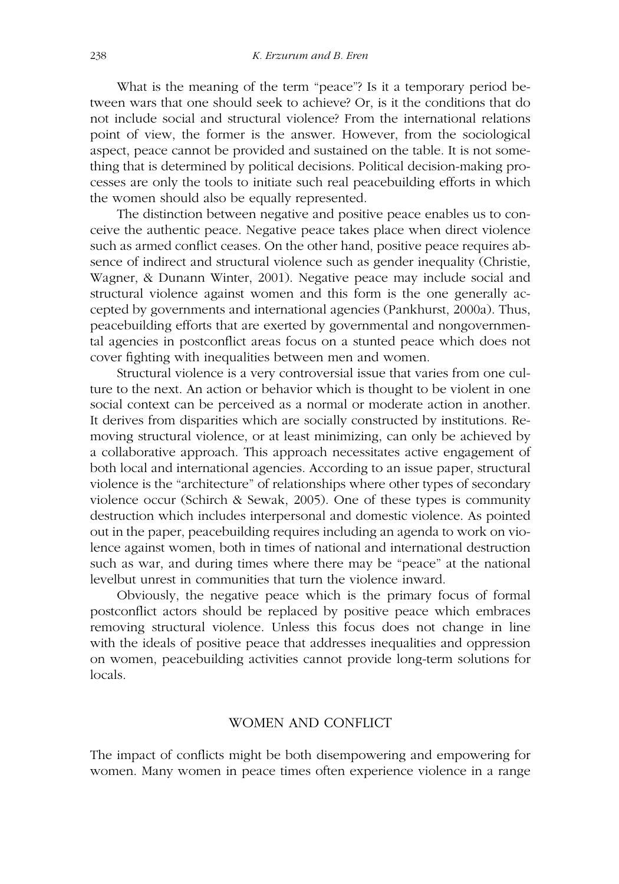What is the meaning of the term "peace"? Is it a temporary period between wars that one should seek to achieve? Or, is it the conditions that do not include social and structural violence? From the international relations point of view, the former is the answer. However, from the sociological aspect, peace cannot be provided and sustained on the table. It is not something that is determined by political decisions. Political decision-making processes are only the tools to initiate such real peacebuilding efforts in which the women should also be equally represented.

The distinction between negative and positive peace enables us to conceive the authentic peace. Negative peace takes place when direct violence such as armed conflict ceases. On the other hand, positive peace requires absence of indirect and structural violence such as gender inequality (Christie, Wagner, & Dunann Winter, 2001). Negative peace may include social and structural violence against women and this form is the one generally accepted by governments and international agencies (Pankhurst, 2000a). Thus, peacebuilding efforts that are exerted by governmental and nongovernmental agencies in postconflict areas focus on a stunted peace which does not cover fighting with inequalities between men and women.

Structural violence is a very controversial issue that varies from one culture to the next. An action or behavior which is thought to be violent in one social context can be perceived as a normal or moderate action in another. It derives from disparities which are socially constructed by institutions. Removing structural violence, or at least minimizing, can only be achieved by a collaborative approach. This approach necessitates active engagement of both local and international agencies. According to an issue paper, structural violence is the "architecture" of relationships where other types of secondary violence occur (Schirch & Sewak, 2005). One of these types is community destruction which includes interpersonal and domestic violence. As pointed out in the paper, peacebuilding requires including an agenda to work on violence against women, both in times of national and international destruction such as war, and during times where there may be "peace" at the national levelbut unrest in communities that turn the violence inward.

Obviously, the negative peace which is the primary focus of formal postconflict actors should be replaced by positive peace which embraces removing structural violence. Unless this focus does not change in line with the ideals of positive peace that addresses inequalities and oppression on women, peacebuilding activities cannot provide long-term solutions for locals.

## WOMEN AND CONFLICT

The impact of conflicts might be both disempowering and empowering for women. Many women in peace times often experience violence in a range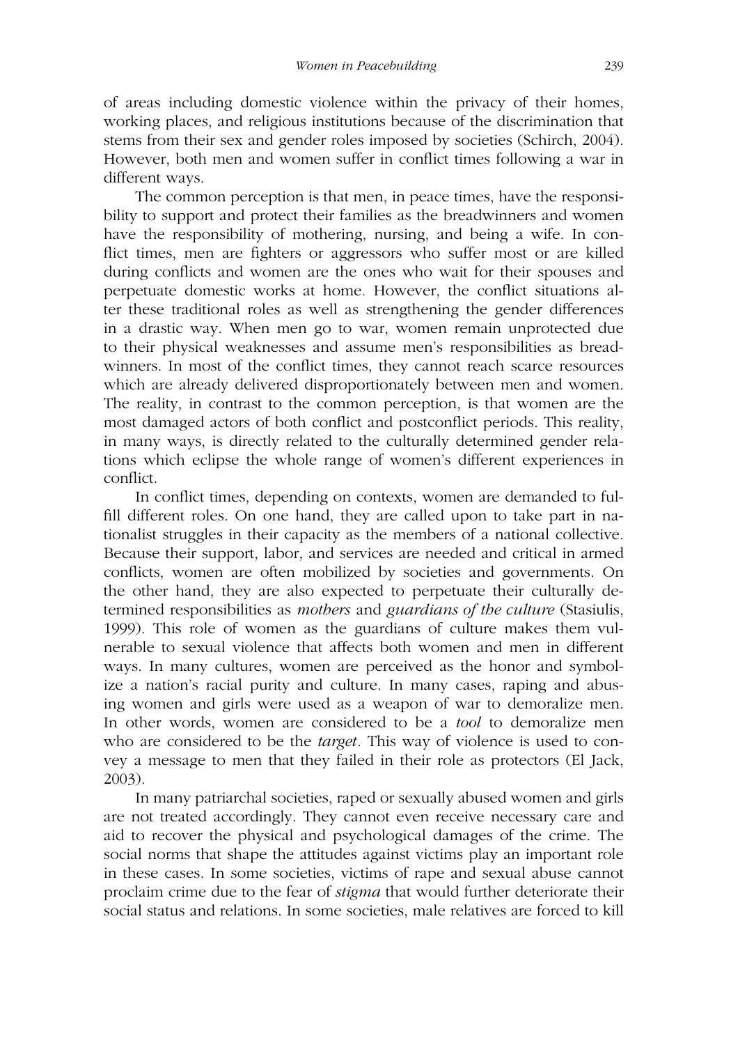of areas including domestic violence within the privacy of their homes, working places, and religious institutions because of the discrimination that stems from their sex and gender roles imposed by societies (Schirch, 2004). However, both men and women suffer in conflict times following a war in different ways.

The common perception is that men, in peace times, have the responsibility to support and protect their families as the breadwinners and women have the responsibility of mothering, nursing, and being a wife. In conflict times, men are fighters or aggressors who suffer most or are killed during conflicts and women are the ones who wait for their spouses and perpetuate domestic works at home. However, the conflict situations alter these traditional roles as well as strengthening the gender differences in a drastic way. When men go to war, women remain unprotected due to their physical weaknesses and assume men's responsibilities as breadwinners. In most of the conflict times, they cannot reach scarce resources which are already delivered disproportionately between men and women. The reality, in contrast to the common perception, is that women are the most damaged actors of both conflict and postconflict periods. This reality, in many ways, is directly related to the culturally determined gender relations which eclipse the whole range of women's different experiences in conflict.

In conflict times, depending on contexts, women are demanded to fulfill different roles. On one hand, they are called upon to take part in nationalist struggles in their capacity as the members of a national collective. Because their support, labor, and services are needed and critical in armed conflicts, women are often mobilized by societies and governments. On the other hand, they are also expected to perpetuate their culturally determined responsibilities as *mothers* and *guardians of the culture* (Stasiulis, 1999). This role of women as the guardians of culture makes them vulnerable to sexual violence that affects both women and men in different ways. In many cultures, women are perceived as the honor and symbolize a nation's racial purity and culture. In many cases, raping and abusing women and girls were used as a weapon of war to demoralize men. In other words, women are considered to be a *tool* to demoralize men who are considered to be the *target*. This way of violence is used to convey a message to men that they failed in their role as protectors (El Jack, 2003).

In many patriarchal societies, raped or sexually abused women and girls are not treated accordingly. They cannot even receive necessary care and aid to recover the physical and psychological damages of the crime. The social norms that shape the attitudes against victims play an important role in these cases. In some societies, victims of rape and sexual abuse cannot proclaim crime due to the fear of *stigma* that would further deteriorate their social status and relations. In some societies, male relatives are forced to kill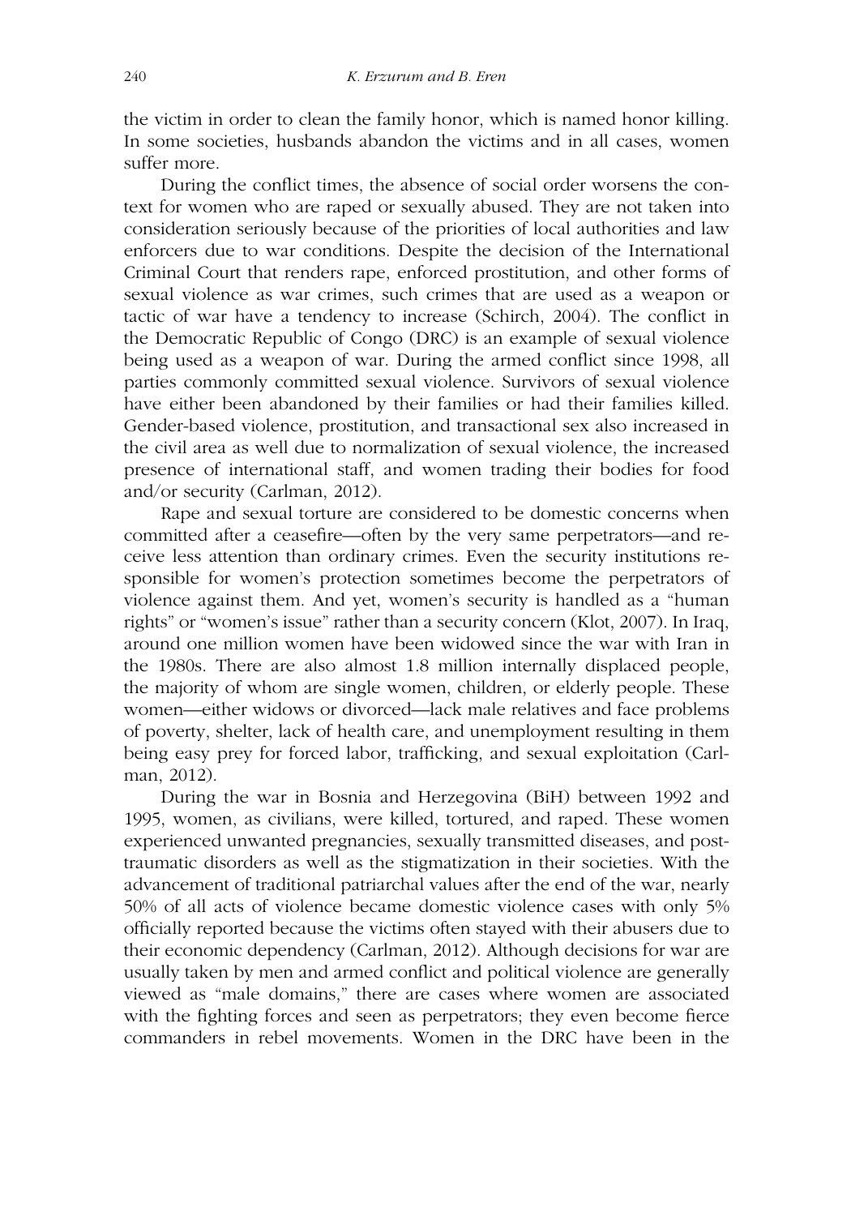the victim in order to clean the family honor, which is named honor killing. In some societies, husbands abandon the victims and in all cases, women suffer more.

During the conflict times, the absence of social order worsens the context for women who are raped or sexually abused. They are not taken into consideration seriously because of the priorities of local authorities and law enforcers due to war conditions. Despite the decision of the International Criminal Court that renders rape, enforced prostitution, and other forms of sexual violence as war crimes, such crimes that are used as a weapon or tactic of war have a tendency to increase (Schirch, 2004). The conflict in the Democratic Republic of Congo (DRC) is an example of sexual violence being used as a weapon of war. During the armed conflict since 1998, all parties commonly committed sexual violence. Survivors of sexual violence have either been abandoned by their families or had their families killed. Gender-based violence, prostitution, and transactional sex also increased in the civil area as well due to normalization of sexual violence, the increased presence of international staff, and women trading their bodies for food and/or security (Carlman, 2012).

Rape and sexual torture are considered to be domestic concerns when committed after a ceasefire—often by the very same perpetrators—and receive less attention than ordinary crimes. Even the security institutions responsible for women's protection sometimes become the perpetrators of violence against them. And yet, women's security is handled as a "human rights" or "women's issue" rather than a security concern (Klot, 2007). In Iraq, around one million women have been widowed since the war with Iran in the 1980s. There are also almost 1.8 million internally displaced people, the majority of whom are single women, children, or elderly people. These women—either widows or divorced—lack male relatives and face problems of poverty, shelter, lack of health care, and unemployment resulting in them being easy prey for forced labor, trafficking, and sexual exploitation (Carlman, 2012).

During the war in Bosnia and Herzegovina (BiH) between 1992 and 1995, women, as civilians, were killed, tortured, and raped. These women experienced unwanted pregnancies, sexually transmitted diseases, and post-traumatic disorders as well as the stigmatization in their societies. With the advancement of traditional patriarchal values after the end of the war, nearly 50% of all acts of violence became domestic violence cases with only 5% officially reported because the victims often stayed with their abusers due to their economic dependency (Carlman, 2012). Although decisions for war are usually taken by men and armed conflict and political violence are generally viewed as "male domains," there are cases where women are associated with the fighting forces and seen as perpetrators; they even become fierce commanders in rebel movements. Women in the DRC have been in the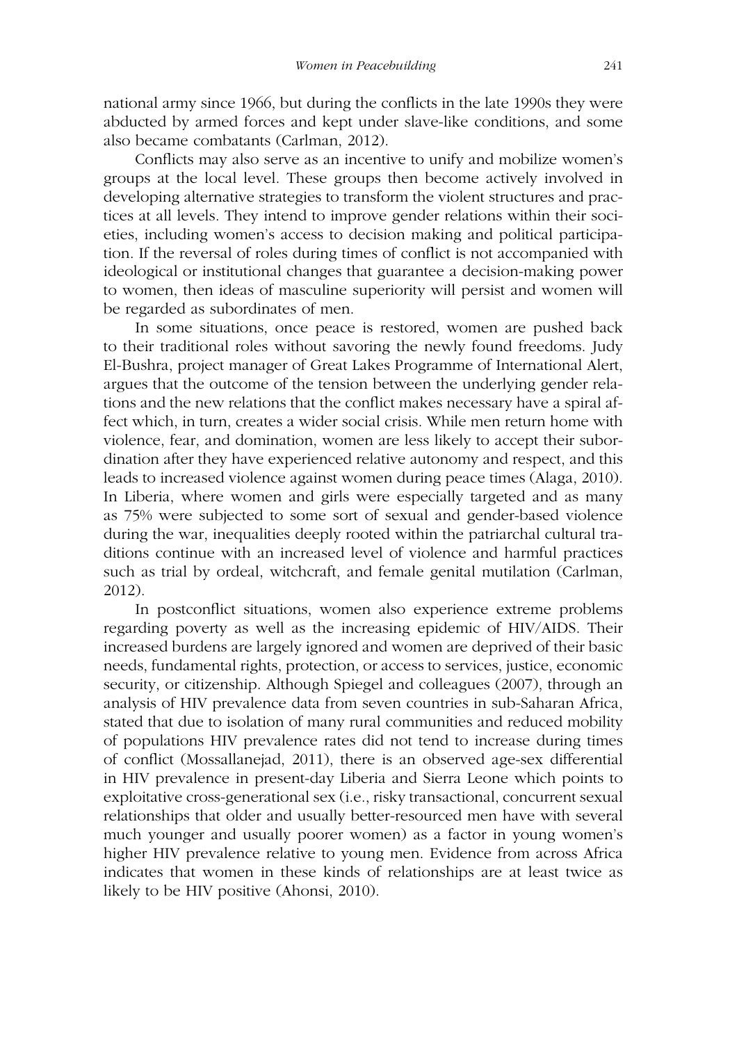national army since 1966, but during the conflicts in the late 1990s they were abducted by armed forces and kept under slave-like conditions, and some also became combatants (Carlman, 2012).

Conflicts may also serve as an incentive to unify and mobilize women's groups at the local level. These groups then become actively involved in developing alternative strategies to transform the violent structures and practices at all levels. They intend to improve gender relations within their societies, including women's access to decision making and political participation. If the reversal of roles during times of conflict is not accompanied with ideological or institutional changes that guarantee a decision-making power to women, then ideas of masculine superiority will persist and women will be regarded as subordinates of men.

In some situations, once peace is restored, women are pushed back to their traditional roles without savoring the newly found freedoms. Judy El-Bushra, project manager of Great Lakes Programme of International Alert, argues that the outcome of the tension between the underlying gender relations and the new relations that the conflict makes necessary have a spiral affect which, in turn, creates a wider social crisis. While men return home with violence, fear, and domination, women are less likely to accept their subordination after they have experienced relative autonomy and respect, and this leads to increased violence against women during peace times (Alaga, 2010). In Liberia, where women and girls were especially targeted and as many as 75% were subjected to some sort of sexual and gender-based violence during the war, inequalities deeply rooted within the patriarchal cultural traditions continue with an increased level of violence and harmful practices such as trial by ordeal, witchcraft, and female genital mutilation (Carlman, 2012).

In postconflict situations, women also experience extreme problems regarding poverty as well as the increasing epidemic of HIV/AIDS. Their increased burdens are largely ignored and women are deprived of their basic needs, fundamental rights, protection, or access to services, justice, economic security, or citizenship. Although Spiegel and colleagues (2007), through an analysis of HIV prevalence data from seven countries in sub-Saharan Africa, stated that due to isolation of many rural communities and reduced mobility of populations HIV prevalence rates did not tend to increase during times of conflict (Mossallanejad, 2011), there is an observed age-sex differential in HIV prevalence in present-day Liberia and Sierra Leone which points to exploitative cross-generational sex (i.e., risky transactional, concurrent sexual relationships that older and usually better-resourced men have with several much younger and usually poorer women) as a factor in young women's higher HIV prevalence relative to young men. Evidence from across Africa indicates that women in these kinds of relationships are at least twice as likely to be HIV positive (Ahonsi, 2010).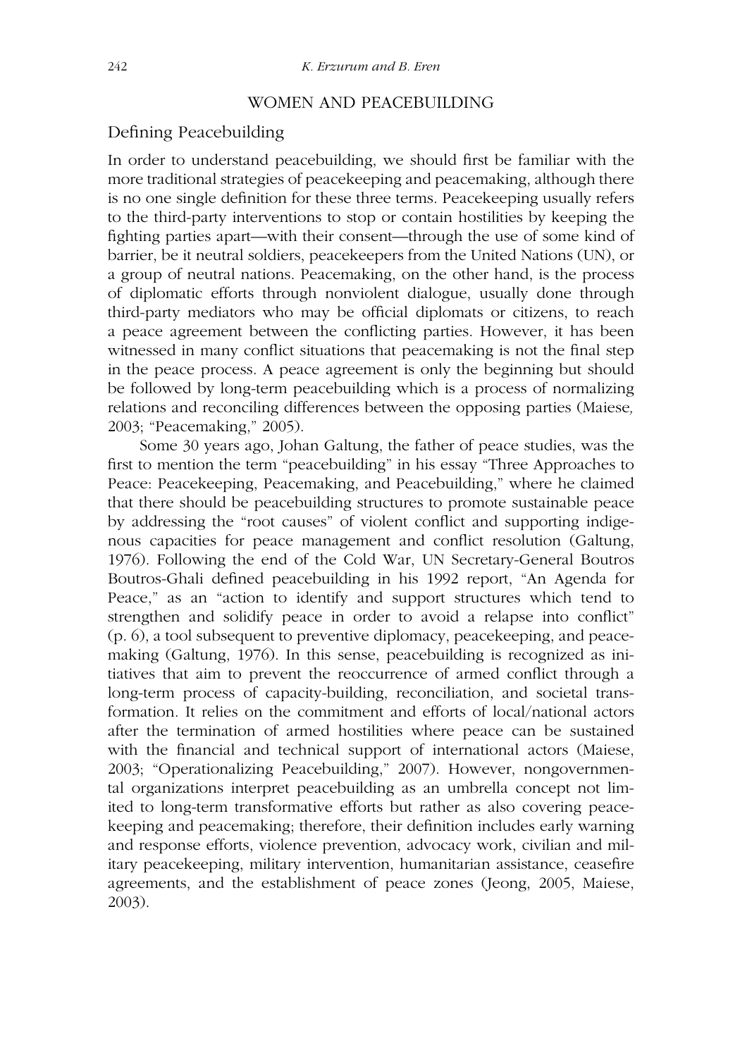## WOMEN AND PEACEBUILDING

### Defining Peacebuilding

In order to understand peacebuilding, we should first be familiar with the more traditional strategies of peacekeeping and peacemaking, although there is no one single definition for these three terms. Peacekeeping usually refers to the third-party interventions to stop or contain hostilities by keeping the fighting parties apart—with their consent—through the use of some kind of barrier, be it neutral soldiers, peacekeepers from the United Nations (UN), or a group of neutral nations. Peacemaking, on the other hand, is the process of diplomatic efforts through nonviolent dialogue, usually done through third-party mediators who may be official diplomats or citizens, to reach a peace agreement between the conflicting parties. However, it has been witnessed in many conflict situations that peacemaking is not the final step in the peace process. A peace agreement is only the beginning but should be followed by long-term peacebuilding which is a process of normalizing relations and reconciling differences between the opposing parties (Maiese*,* 2003; "Peacemaking," 2005).

Some 30 years ago, Johan Galtung, the father of peace studies, was the first to mention the term "peacebuilding" in his essay "Three Approaches to Peace: Peacekeeping, Peacemaking, and Peacebuilding," where he claimed that there should be peacebuilding structures to promote sustainable peace by addressing the "root causes" of violent conflict and supporting indigenous capacities for peace management and conflict resolution (Galtung, 1976). Following the end of the Cold War, UN Secretary-General Boutros Boutros-Ghali defined peacebuilding in his 1992 report, "An Agenda for Peace," as an "action to identify and support structures which tend to strengthen and solidify peace in order to avoid a relapse into conflict" (p. 6), a tool subsequent to preventive diplomacy, peacekeeping, and peacemaking (Galtung, 1976). In this sense, peacebuilding is recognized as initiatives that aim to prevent the reoccurrence of armed conflict through a long-term process of capacity-building, reconciliation, and societal transformation. It relies on the commitment and efforts of local/national actors after the termination of armed hostilities where peace can be sustained with the financial and technical support of international actors (Maiese, 2003; "Operationalizing Peacebuilding," 2007). However, nongovernmental organizations interpret peacebuilding as an umbrella concept not limited to long-term transformative efforts but rather as also covering peacekeeping and peacemaking; therefore, their definition includes early warning and response efforts, violence prevention, advocacy work, civilian and military peacekeeping, military intervention, humanitarian assistance, ceasefire agreements, and the establishment of peace zones (Jeong, 2005, Maiese, 2003).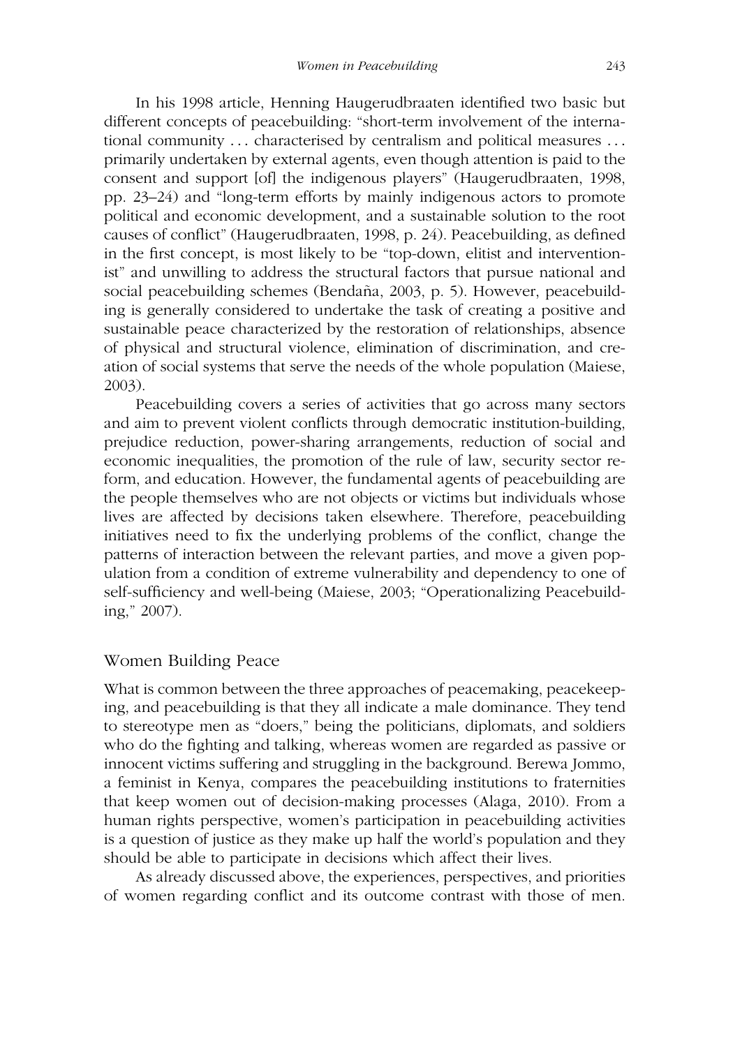In his 1998 article, Henning Haugerudbraaten identified two basic but different concepts of peacebuilding: "short-term involvement of the international community . . . characterised by centralism and political measures . . . primarily undertaken by external agents, even though attention is paid to the consent and support [of] the indigenous players" (Haugerudbraaten, 1998, pp. 23–24) and "long-term efforts by mainly indigenous actors to promote political and economic development, and a sustainable solution to the root causes of conflict" (Haugerudbraaten, 1998, p. 24). Peacebuilding, as defined in the first concept, is most likely to be "top-down, elitist and interventionist" and unwilling to address the structural factors that pursue national and social peacebuilding schemes (Bendaña, 2003, p. 5). However, peacebuilding is generally considered to undertake the task of creating a positive and sustainable peace characterized by the restoration of relationships, absence of physical and structural violence, elimination of discrimination, and creation of social systems that serve the needs of the whole population (Maiese, 2003).

Peacebuilding covers a series of activities that go across many sectors and aim to prevent violent conflicts through democratic institution-building, prejudice reduction, power-sharing arrangements, reduction of social and economic inequalities, the promotion of the rule of law, security sector reform, and education. However, the fundamental agents of peacebuilding are the people themselves who are not objects or victims but individuals whose lives are affected by decisions taken elsewhere. Therefore, peacebuilding initiatives need to fix the underlying problems of the conflict, change the patterns of interaction between the relevant parties, and move a given population from a condition of extreme vulnerability and dependency to one of self-sufficiency and well-being (Maiese, 2003; "Operationalizing Peacebuilding," 2007).

## Women Building Peace

What is common between the three approaches of peacemaking, peacekeeping, and peacebuilding is that they all indicate a male dominance. They tend to stereotype men as "doers," being the politicians, diplomats, and soldiers who do the fighting and talking, whereas women are regarded as passive or innocent victims suffering and struggling in the background. Berewa Jommo, a feminist in Kenya, compares the peacebuilding institutions to fraternities that keep women out of decision-making processes (Alaga, 2010). From a human rights perspective, women's participation in peacebuilding activities is a question of justice as they make up half the world's population and they should be able to participate in decisions which affect their lives.

As already discussed above, the experiences, perspectives, and priorities of women regarding conflict and its outcome contrast with those of men.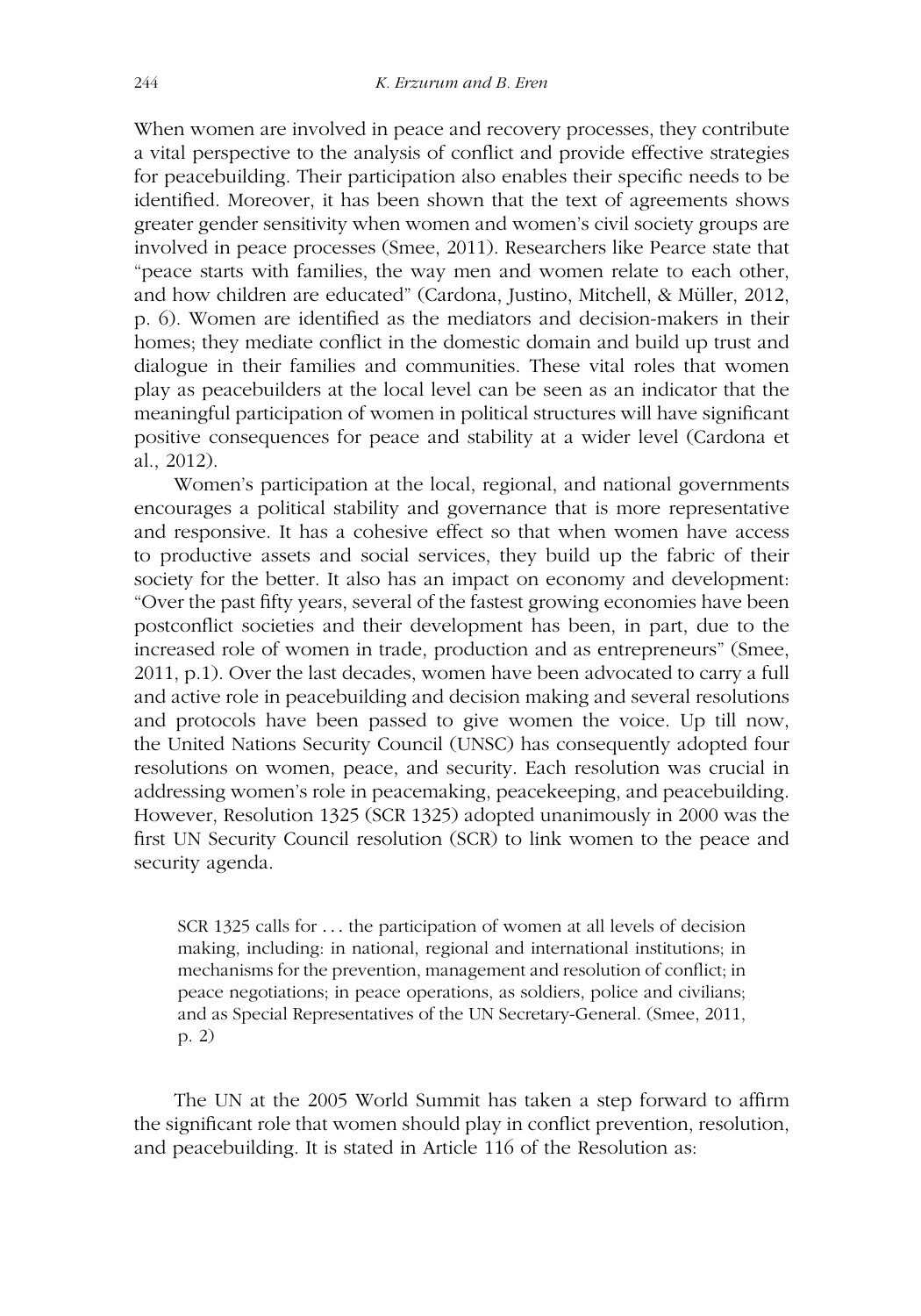When women are involved in peace and recovery processes, they contribute a vital perspective to the analysis of conflict and provide effective strategies for peacebuilding. Their participation also enables their specific needs to be identified. Moreover, it has been shown that the text of agreements shows greater gender sensitivity when women and women's civil society groups are involved in peace processes (Smee, 2011). Researchers like Pearce state that "peace starts with families, the way men and women relate to each other, and how children are educated" (Cardona, Justino, Mitchell, & Müller, 2012, p. 6). Women are identified as the mediators and decision-makers in their homes; they mediate conflict in the domestic domain and build up trust and dialogue in their families and communities. These vital roles that women play as peacebuilders at the local level can be seen as an indicator that the meaningful participation of women in political structures will have significant positive consequences for peace and stability at a wider level (Cardona et al., 2012).

Women's participation at the local, regional, and national governments encourages a political stability and governance that is more representative and responsive. It has a cohesive effect so that when women have access to productive assets and social services, they build up the fabric of their society for the better. It also has an impact on economy and development: "Over the past fifty years, several of the fastest growing economies have been postconflict societies and their development has been, in part, due to the increased role of women in trade, production and as entrepreneurs" (Smee, 2011, p.1). Over the last decades, women have been advocated to carry a full and active role in peacebuilding and decision making and several resolutions and protocols have been passed to give women the voice. Up till now, the United Nations Security Council (UNSC) has consequently adopted four resolutions on women, peace, and security. Each resolution was crucial in addressing women's role in peacemaking, peacekeeping, and peacebuilding. However, Resolution 1325 (SCR 1325) adopted unanimously in 2000 was the first UN Security Council resolution (SCR) to link women to the peace and security agenda.

> SCR 1325 calls for . . . the participation of women at all levels of decision making, including: in national, regional and international institutions; in mechanisms for the prevention, management and resolution of conflict; in peace negotiations; in peace operations, as soldiers, police and civilians; and as Special Representatives of the UN Secretary-General. (Smee, 2011, p. 2)

The UN at the 2005 World Summit has taken a step forward to affirm the significant role that women should play in conflict prevention, resolution, and peacebuilding. It is stated in Article 116 of the Resolution as: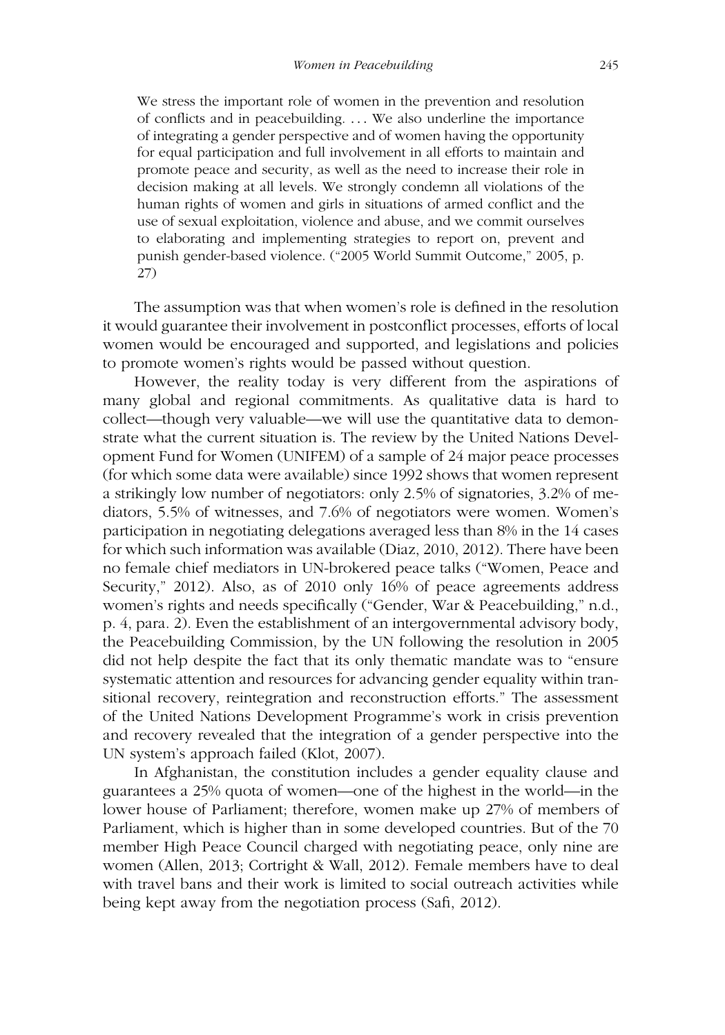> We stress the important role of women in the prevention and resolution of conflicts and in peacebuilding. . . . We also underline the importance of integrating a gender perspective and of women having the opportunity for equal participation and full involvement in all efforts to maintain and promote peace and security, as well as the need to increase their role in decision making at all levels. We strongly condemn all violations of the human rights of women and girls in situations of armed conflict and the use of sexual exploitation, violence and abuse, and we commit ourselves to elaborating and implementing strategies to report on, prevent and punish gender-based violence. ("2005 World Summit Outcome," 2005, p. 27)

The assumption was that when women's role is defined in the resolution it would guarantee their involvement in postconflict processes, efforts of local women would be encouraged and supported, and legislations and policies to promote women's rights would be passed without question.

However, the reality today is very different from the aspirations of many global and regional commitments. As qualitative data is hard to collect—though very valuable—we will use the quantitative data to demonstrate what the current situation is. The review by the United Nations Development Fund for Women (UNIFEM) of a sample of 24 major peace processes (for which some data were available) since 1992 shows that women represent a strikingly low number of negotiators: only 2.5% of signatories, 3.2% of mediators, 5.5% of witnesses, and 7.6% of negotiators were women. Women's participation in negotiating delegations averaged less than 8% in the 14 cases for which such information was available (Diaz, 2010, 2012). There have been no female chief mediators in UN-brokered peace talks ("Women, Peace and Security," 2012). Also, as of 2010 only 16% of peace agreements address women's rights and needs specifically ("Gender, War & Peacebuilding," n.d., p. 4, para. 2). Even the establishment of an intergovernmental advisory body, the Peacebuilding Commission, by the UN following the resolution in 2005 did not help despite the fact that its only thematic mandate was to "ensure systematic attention and resources for advancing gender equality within transitional recovery, reintegration and reconstruction efforts." The assessment of the United Nations Development Programme's work in crisis prevention and recovery revealed that the integration of a gender perspective into the UN system's approach failed (Klot, 2007).

In Afghanistan, the constitution includes a gender equality clause and guarantees a 25% quota of women—one of the highest in the world—in the lower house of Parliament; therefore, women make up 27% of members of Parliament, which is higher than in some developed countries. But of the 70 member High Peace Council charged with negotiating peace, only nine are women (Allen, 2013; Cortright & Wall, 2012). Female members have to deal with travel bans and their work is limited to social outreach activities while being kept away from the negotiation process (Safi, 2012).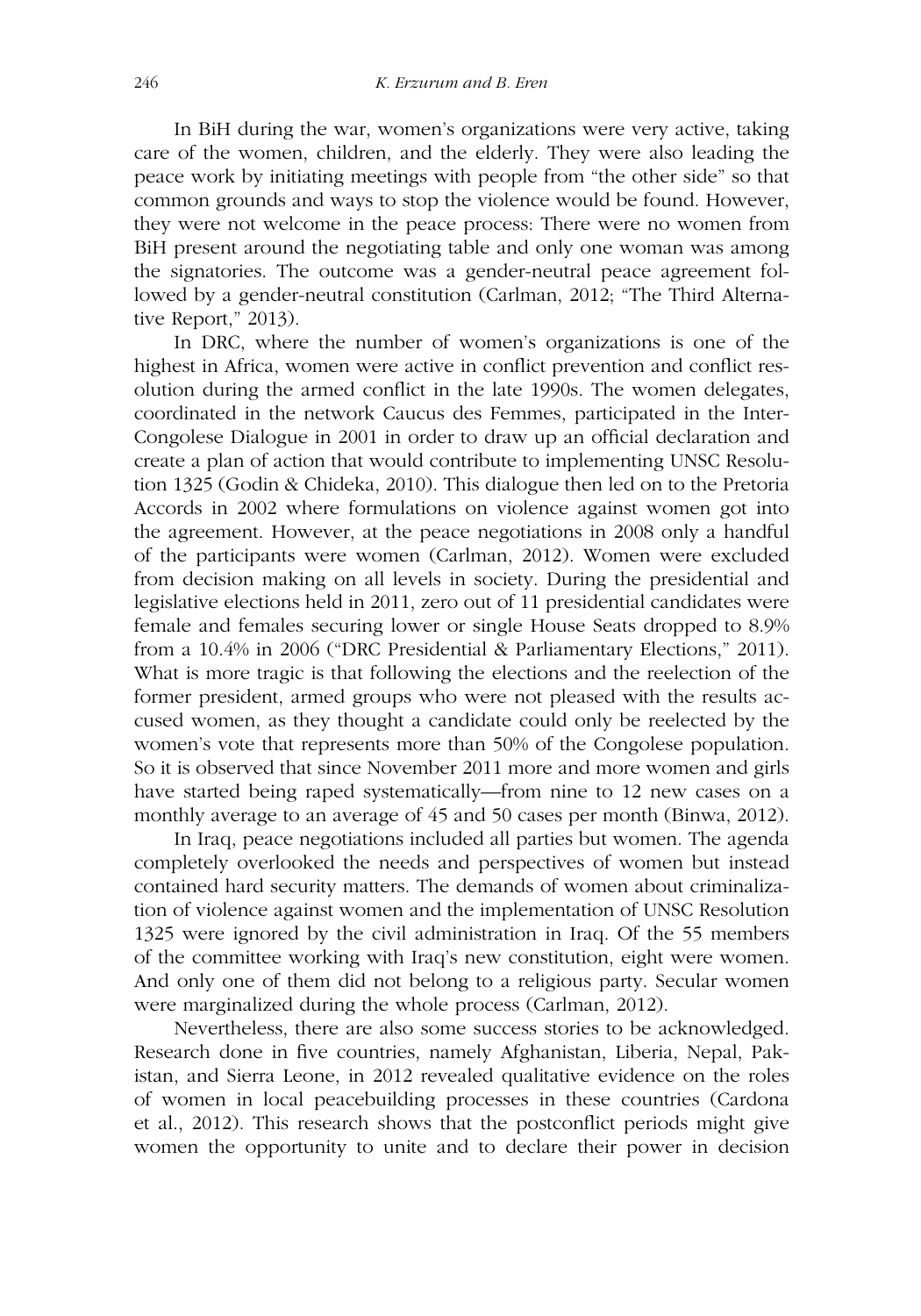In BiH during the war, women's organizations were very active, taking care of the women, children, and the elderly. They were also leading the peace work by initiating meetings with people from "the other side" so that common grounds and ways to stop the violence would be found. However, they were not welcome in the peace process: There were no women from BiH present around the negotiating table and only one woman was among the signatories. The outcome was a gender-neutral peace agreement followed by a gender-neutral constitution (Carlman, 2012; "The Third Alternative Report," 2013).

In DRC, where the number of women's organizations is one of the highest in Africa, women were active in conflict prevention and conflict resolution during the armed conflict in the late 1990s. The women delegates, coordinated in the network Caucus des Femmes, participated in the Inter-Congolese Dialogue in 2001 in order to draw up an official declaration and create a plan of action that would contribute to implementing UNSC Resolution 1325 (Godin & Chideka, 2010). This dialogue then led on to the Pretoria Accords in 2002 where formulations on violence against women got into the agreement. However, at the peace negotiations in 2008 only a handful of the participants were women (Carlman, 2012). Women were excluded from decision making on all levels in society. During the presidential and legislative elections held in 2011, zero out of 11 presidential candidates were female and females securing lower or single House Seats dropped to 8.9% from a 10.4% in 2006 ("DRC Presidential & Parliamentary Elections," 2011). What is more tragic is that following the elections and the reelection of the former president, armed groups who were not pleased with the results accused women, as they thought a candidate could only be reelected by the women's vote that represents more than 50% of the Congolese population. So it is observed that since November 2011 more and more women and girls have started being raped systematically—from nine to 12 new cases on a monthly average to an average of 45 and 50 cases per month (Binwa, 2012).

In Iraq, peace negotiations included all parties but women. The agenda completely overlooked the needs and perspectives of women but instead contained hard security matters. The demands of women about criminalization of violence against women and the implementation of UNSC Resolution 1325 were ignored by the civil administration in Iraq. Of the 55 members of the committee working with Iraq's new constitution, eight were women. And only one of them did not belong to a religious party. Secular women were marginalized during the whole process (Carlman, 2012).

Nevertheless, there are also some success stories to be acknowledged. Research done in five countries, namely Afghanistan, Liberia, Nepal, Pakistan, and Sierra Leone, in 2012 revealed qualitative evidence on the roles of women in local peacebuilding processes in these countries (Cardona et al., 2012). This research shows that the postconflict periods might give women the opportunity to unite and to declare their power in decision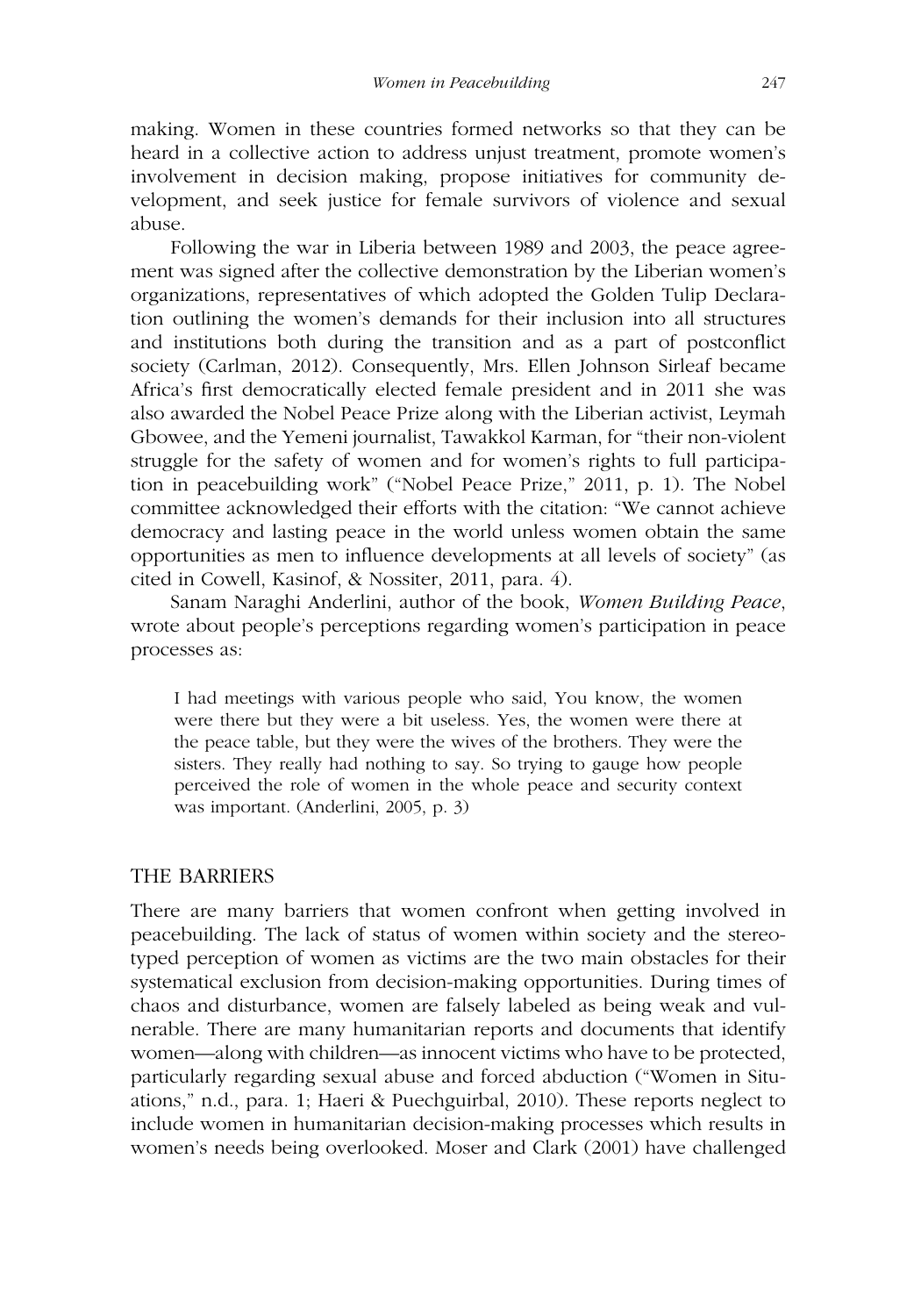making. Women in these countries formed networks so that they can be heard in a collective action to address unjust treatment, promote women's involvement in decision making, propose initiatives for community development, and seek justice for female survivors of violence and sexual abuse.

Following the war in Liberia between 1989 and 2003, the peace agreement was signed after the collective demonstration by the Liberian women's organizations, representatives of which adopted the Golden Tulip Declaration outlining the women's demands for their inclusion into all structures and institutions both during the transition and as a part of postconflict society (Carlman, 2012). Consequently, Mrs. Ellen Johnson Sirleaf became Africa's first democratically elected female president and in 2011 she was also awarded the Nobel Peace Prize along with the Liberian activist, Leymah Gbowee, and the Yemeni journalist, Tawakkol Karman, for "their non-violent struggle for the safety of women and for women's rights to full participation in peacebuilding work" ("Nobel Peace Prize," 2011, p. 1). The Nobel committee acknowledged their efforts with the citation: "We cannot achieve democracy and lasting peace in the world unless women obtain the same opportunities as men to influence developments at all levels of society" (as cited in Cowell, Kasinof, & Nossiter, 2011, para. 4).

Sanam Naraghi Anderlini, author of the book, *Women Building Peace*, wrote about people's perceptions regarding women's participation in peace processes as:

> I had meetings with various people who said, You know, the women were there but they were a bit useless. Yes, the women were there at the peace table, but they were the wives of the brothers. They were the sisters. They really had nothing to say. So trying to gauge how people perceived the role of women in the whole peace and security context was important. (Anderlini, 2005, p. 3)

## THE BARRIERS

There are many barriers that women confront when getting involved in peacebuilding. The lack of status of women within society and the stereotyped perception of women as victims are the two main obstacles for their systematical exclusion from decision-making opportunities. During times of chaos and disturbance, women are falsely labeled as being weak and vulnerable. There are many humanitarian reports and documents that identify women—along with children—as innocent victims who have to be protected, particularly regarding sexual abuse and forced abduction ("Women in Situations," n.d., para. 1; Haeri & Puechguirbal, 2010). These reports neglect to include women in humanitarian decision-making processes which results in women's needs being overlooked. Moser and Clark (2001) have challenged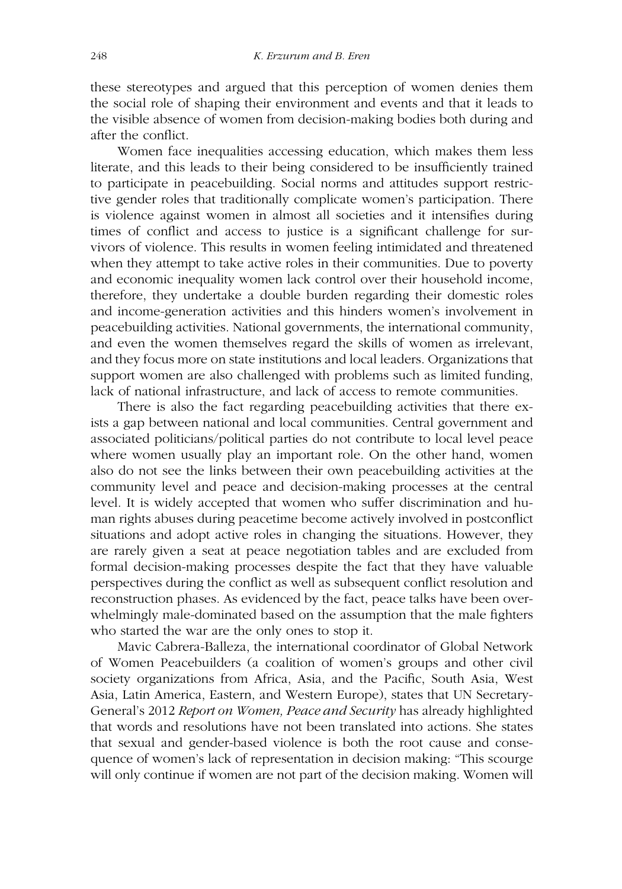these stereotypes and argued that this perception of women denies them the social role of shaping their environment and events and that it leads to the visible absence of women from decision-making bodies both during and after the conflict.

Women face inequalities accessing education, which makes them less literate, and this leads to their being considered to be insufficiently trained to participate in peacebuilding. Social norms and attitudes support restrictive gender roles that traditionally complicate women's participation. There is violence against women in almost all societies and it intensifies during times of conflict and access to justice is a significant challenge for survivors of violence. This results in women feeling intimidated and threatened when they attempt to take active roles in their communities. Due to poverty and economic inequality women lack control over their household income, therefore, they undertake a double burden regarding their domestic roles and income-generation activities and this hinders women's involvement in peacebuilding activities. National governments, the international community, and even the women themselves regard the skills of women as irrelevant, and they focus more on state institutions and local leaders. Organizations that support women are also challenged with problems such as limited funding, lack of national infrastructure, and lack of access to remote communities.

There is also the fact regarding peacebuilding activities that there exists a gap between national and local communities. Central government and associated politicians/political parties do not contribute to local level peace where women usually play an important role. On the other hand, women also do not see the links between their own peacebuilding activities at the community level and peace and decision-making processes at the central level. It is widely accepted that women who suffer discrimination and human rights abuses during peacetime become actively involved in postconflict situations and adopt active roles in changing the situations. However, they are rarely given a seat at peace negotiation tables and are excluded from formal decision-making processes despite the fact that they have valuable perspectives during the conflict as well as subsequent conflict resolution and reconstruction phases. As evidenced by the fact, peace talks have been overwhelmingly male-dominated based on the assumption that the male fighters who started the war are the only ones to stop it.

Mavic Cabrera-Balleza, the international coordinator of Global Network of Women Peacebuilders (a coalition of women's groups and other civil society organizations from Africa, Asia, and the Pacific, South Asia, West Asia, Latin America, Eastern, and Western Europe), states that UN Secretary-General's 2012 *Report on Women, Peace and Security* has already highlighted that words and resolutions have not been translated into actions. She states that sexual and gender-based violence is both the root cause and consequence of women's lack of representation in decision making: "This scourge will only continue if women are not part of the decision making. Women will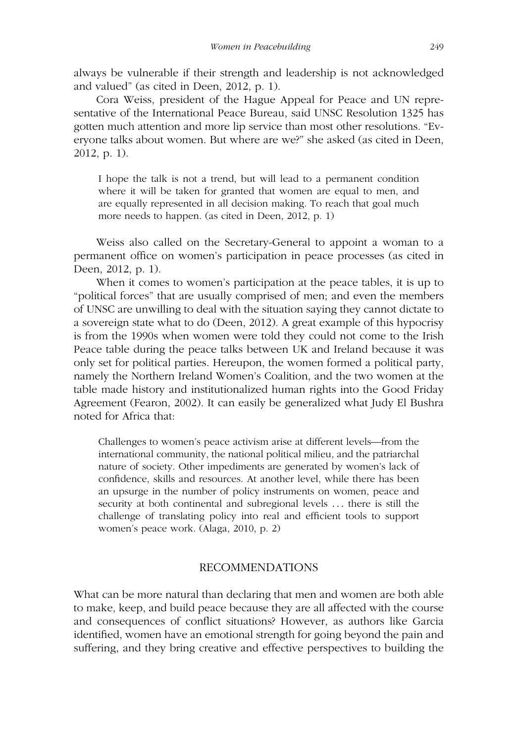always be vulnerable if their strength and leadership is not acknowledged and valued" (as cited in Deen, 2012, p. 1).

Cora Weiss, president of the Hague Appeal for Peace and UN representative of the International Peace Bureau, said UNSC Resolution 1325 has gotten much attention and more lip service than most other resolutions. "Everyone talks about women. But where are we?" she asked (as cited in Deen, 2012, p. 1).

> I hope the talk is not a trend, but will lead to a permanent condition where it will be taken for granted that women are equal to men, and are equally represented in all decision making. To reach that goal much more needs to happen. (as cited in Deen, 2012, p. 1)

Weiss also called on the Secretary-General to appoint a woman to a permanent office on women's participation in peace processes (as cited in Deen, 2012, p. 1).

When it comes to women's participation at the peace tables, it is up to "political forces" that are usually comprised of men; and even the members of UNSC are unwilling to deal with the situation saying they cannot dictate to a sovereign state what to do (Deen, 2012). A great example of this hypocrisy is from the 1990s when women were told they could not come to the Irish Peace table during the peace talks between UK and Ireland because it was only set for political parties. Hereupon, the women formed a political party, namely the Northern Ireland Women's Coalition, and the two women at the table made history and institutionalized human rights into the Good Friday Agreement (Fearon, 2002). It can easily be generalized what Judy El Bushra noted for Africa that:

> Challenges to women's peace activism arise at different levels—from the international community, the national political milieu, and the patriarchal nature of society. Other impediments are generated by women's lack of confidence, skills and resources. At another level, while there has been an upsurge in the number of policy instruments on women, peace and security at both continental and subregional levels ... there is still the challenge of translating policy into real and efficient tools to support women's peace work. (Alaga, 2010, p. 2)

## RECOMMENDATIONS

What can be more natural than declaring that men and women are both able to make, keep, and build peace because they are all affected with the course and consequences of conflict situations? However, as authors like Garcia identified, women have an emotional strength for going beyond the pain and suffering, and they bring creative and effective perspectives to building the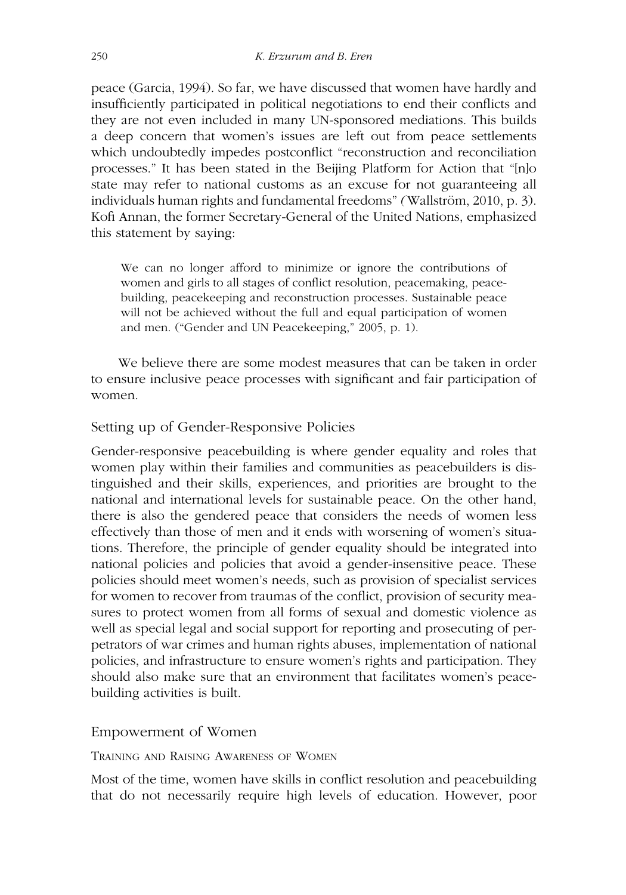peace (Garcia, 1994). So far, we have discussed that women have hardly and insufficiently participated in political negotiations to end their conflicts and they are not even included in many UN-sponsored mediations. This builds a deep concern that women's issues are left out from peace settlements which undoubtedly impedes postconflict "reconstruction and reconciliation processes." It has been stated in the Beijing Platform for Action that "[n]o state may refer to national customs as an excuse for not guaranteeing all individuals human rights and fundamental freedoms" (Wallström, 2010, p. 3). Kofi Annan, the former Secretary-General of the United Nations, emphasized this statement by saying:

> We can no longer afford to minimize or ignore the contributions of women and girls to all stages of conflict resolution, peacemaking, peacebuilding, peacekeeping and reconstruction processes. Sustainable peace will not be achieved without the full and equal participation of women and men. ("Gender and UN Peacekeeping," 2005, p. 1).

We believe there are some modest measures that can be taken in order to ensure inclusive peace processes with significant and fair participation of women.

## Setting up of Gender-Responsive Policies

Gender-responsive peacebuilding is where gender equality and roles that women play within their families and communities as peacebuilders is distinguished and their skills, experiences, and priorities are brought to the national and international levels for sustainable peace. On the other hand, there is also the gendered peace that considers the needs of women less effectively than those of men and it ends with worsening of women's situations. Therefore, the principle of gender equality should be integrated into national policies and policies that avoid a gender-insensitive peace. These policies should meet women's needs, such as provision of specialist services for women to recover from traumas of the conflict, provision of security measures to protect women from all forms of sexual and domestic violence as well as special legal and social support for reporting and prosecuting of perpetrators of war crimes and human rights abuses, implementation of national policies, and infrastructure to ensure women's rights and participation. They should also make sure that an environment that facilitates women's peacebuilding activities is built.

## Empowerment of Women

### Training and Raising Awareness of Women

Most of the time, women have skills in conflict resolution and peacebuilding that do not necessarily require high levels of education. However, poor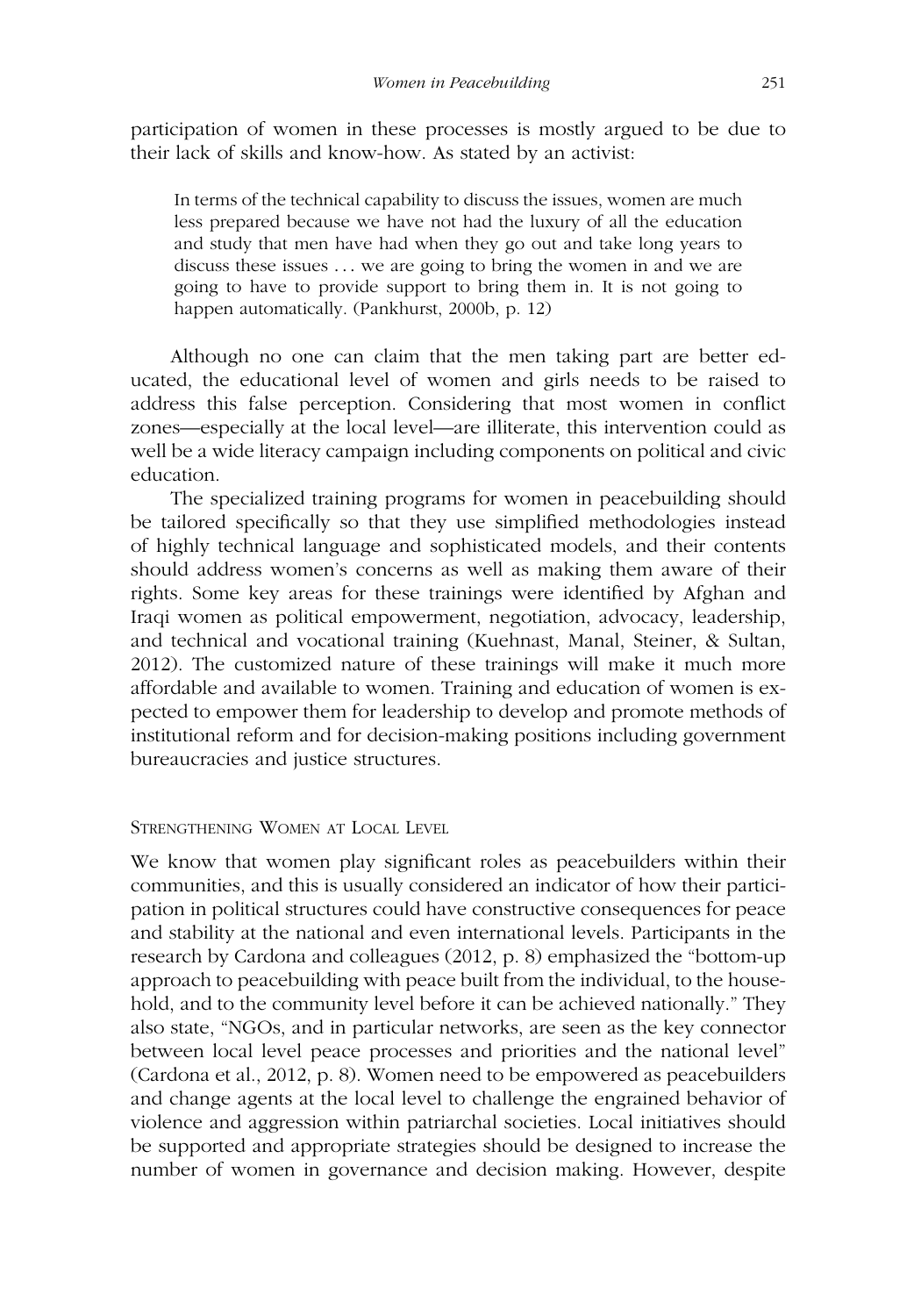participation of women in these processes is mostly argued to be due to their lack of skills and know-how. As stated by an activist:

> In terms of the technical capability to discuss the issues, women are much less prepared because we have not had the luxury of all the education and study that men have had when they go out and take long years to discuss these issues . . . we are going to bring the women in and we are going to have to provide support to bring them in. It is not going to happen automatically. (Pankhurst, 2000b, p. 12)

Although no one can claim that the men taking part are better educated, the educational level of women and girls needs to be raised to address this false perception. Considering that most women in conflict zones—especially at the local level—are illiterate, this intervention could as well be a wide literacy campaign including components on political and civic education.

The specialized training programs for women in peacebuilding should be tailored specifically so that they use simplified methodologies instead of highly technical language and sophisticated models, and their contents should address women's concerns as well as making them aware of their rights. Some key areas for these trainings were identified by Afghan and Iraqi women as political empowerment, negotiation, advocacy, leadership, and technical and vocational training (Kuehnast, Manal, Steiner, & Sultan, 2012). The customized nature of these trainings will make it much more affordable and available to women. Training and education of women is expected to empower them for leadership to develop and promote methods of institutional reform and for decision-making positions including government bureaucracies and justice structures.

### Strengthening Women at Local Level

We know that women play significant roles as peacebuilders within their communities, and this is usually considered an indicator of how their participation in political structures could have constructive consequences for peace and stability at the national and even international levels. Participants in the research by Cardona and colleagues (2012, p. 8) emphasized the "bottom-up approach to peacebuilding with peace built from the individual, to the household, and to the community level before it can be achieved nationally." They also state, "NGOs, and in particular networks, are seen as the key connector between local level peace processes and priorities and the national level" (Cardona et al., 2012, p. 8). Women need to be empowered as peacebuilders and change agents at the local level to challenge the engrained behavior of violence and aggression within patriarchal societies. Local initiatives should be supported and appropriate strategies should be designed to increase the number of women in governance and decision making. However, despite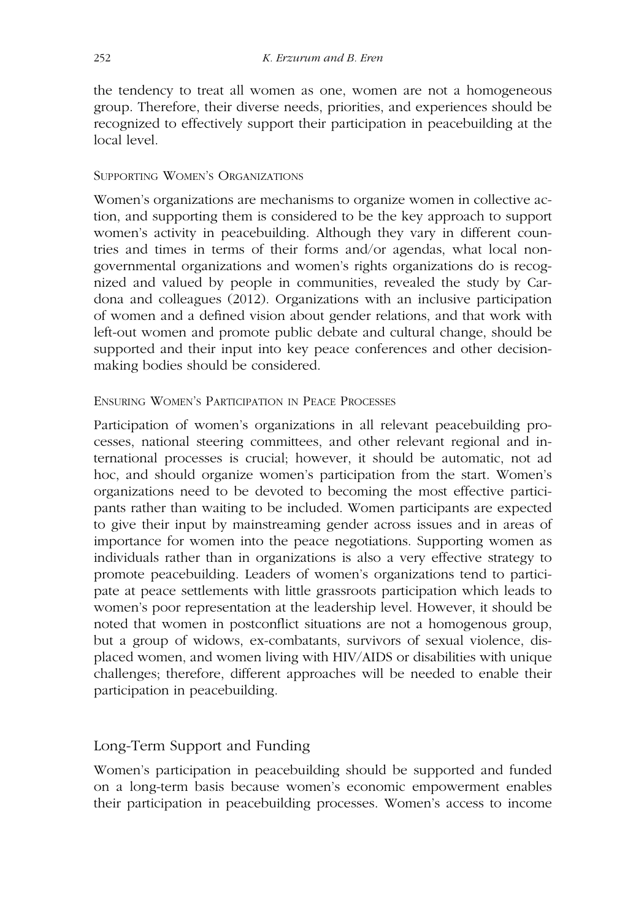the tendency to treat all women as one, women are not a homogeneous group. Therefore, their diverse needs, priorities, and experiences should be recognized to effectively support their participation in peacebuilding at the local level.

#### Supporting Women's Organizations

Women's organizations are mechanisms to organize women in collective action, and supporting them is considered to be the key approach to support women's activity in peacebuilding. Although they vary in different countries and times in terms of their forms and/or agendas, what local nongovernmental organizations and women's rights organizations do is recognized and valued by people in communities, revealed the study by Cardona and colleagues (2012). Organizations with an inclusive participation of women and a defined vision about gender relations, and that work with left-out women and promote public debate and cultural change, should be supported and their input into key peace conferences and other decision-making bodies should be considered.

#### Ensuring Women's Participation in Peace Processes

Participation of women's organizations in all relevant peacebuilding processes, national steering committees, and other relevant regional and international processes is crucial; however, it should be automatic, not ad hoc, and should organize women's participation from the start. Women's organizations need to be devoted to becoming the most effective participants rather than waiting to be included. Women participants are expected to give their input by mainstreaming gender across issues and in areas of importance for women into the peace negotiations. Supporting women as individuals rather than in organizations is also a very effective strategy to promote peacebuilding. Leaders of women's organizations tend to participate at peace settlements with little grassroots participation which leads to women's poor representation at the leadership level. However, it should be noted that women in postconflict situations are not a homogenous group, but a group of widows, ex-combatants, survivors of sexual violence, displaced women, and women living with HIV/AIDS or disabilities with unique challenges; therefore, different approaches will be needed to enable their participation in peacebuilding.

### Long-Term Support and Funding

Women's participation in peacebuilding should be supported and funded on a long-term basis because women's economic empowerment enables their participation in peacebuilding processes. Women's access to income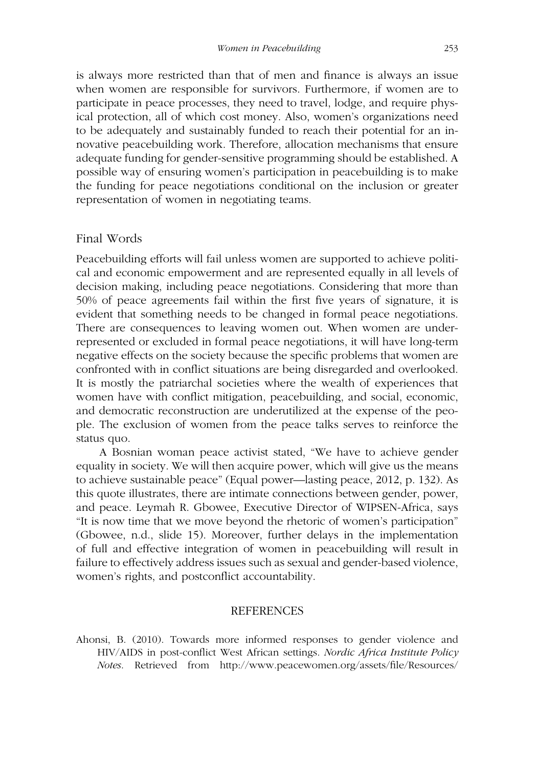is always more restricted than that of men and finance is always an issue when women are responsible for survivors. Furthermore, if women are to participate in peace processes, they need to travel, lodge, and require physical protection, all of which cost money. Also, women's organizations need to be adequately and sustainably funded to reach their potential for an innovative peacebuilding work. Therefore, allocation mechanisms that ensure adequate funding for gender-sensitive programming should be established. A possible way of ensuring women's participation in peacebuilding is to make the funding for peace negotiations conditional on the inclusion or greater representation of women in negotiating teams.

## Final Words

Peacebuilding efforts will fail unless women are supported to achieve political and economic empowerment and are represented equally in all levels of decision making, including peace negotiations. Considering that more than 50% of peace agreements fail within the first five years of signature, it is evident that something needs to be changed in formal peace negotiations. There are consequences to leaving women out. When women are underrepresented or excluded in formal peace negotiations, it will have long-term negative effects on the society because the specific problems that women are confronted with in conflict situations are being disregarded and overlooked. It is mostly the patriarchal societies where the wealth of experiences that women have with conflict mitigation, peacebuilding, and social, economic, and democratic reconstruction are underutilized at the expense of the people. The exclusion of women from the peace talks serves to reinforce the status quo.

A Bosnian woman peace activist stated, "We have to achieve gender equality in society. We will then acquire power, which will give us the means to achieve sustainable peace" (Equal power—lasting peace, 2012, p. 132). As this quote illustrates, there are intimate connections between gender, power, and peace. Leymah R. Gbowee, Executive Director of WIPSEN-Africa, says "It is now time that we move beyond the rhetoric of women's participation" (Gbowee, n.d., slide 15). Moreover, further delays in the implementation of full and effective integration of women in peacebuilding will result in failure to effectively address issues such as sexual and gender-based violence, women's rights, and postconflict accountability.

## REFERENCES

Ahonsi, B. (2010). Towards more informed responses to gender violence and HIV/AIDS in post-conflict West African settings. *Nordic Africa Institute Policy Notes*. Retrieved from http://www.peacewomen.org/assets/file/Resources/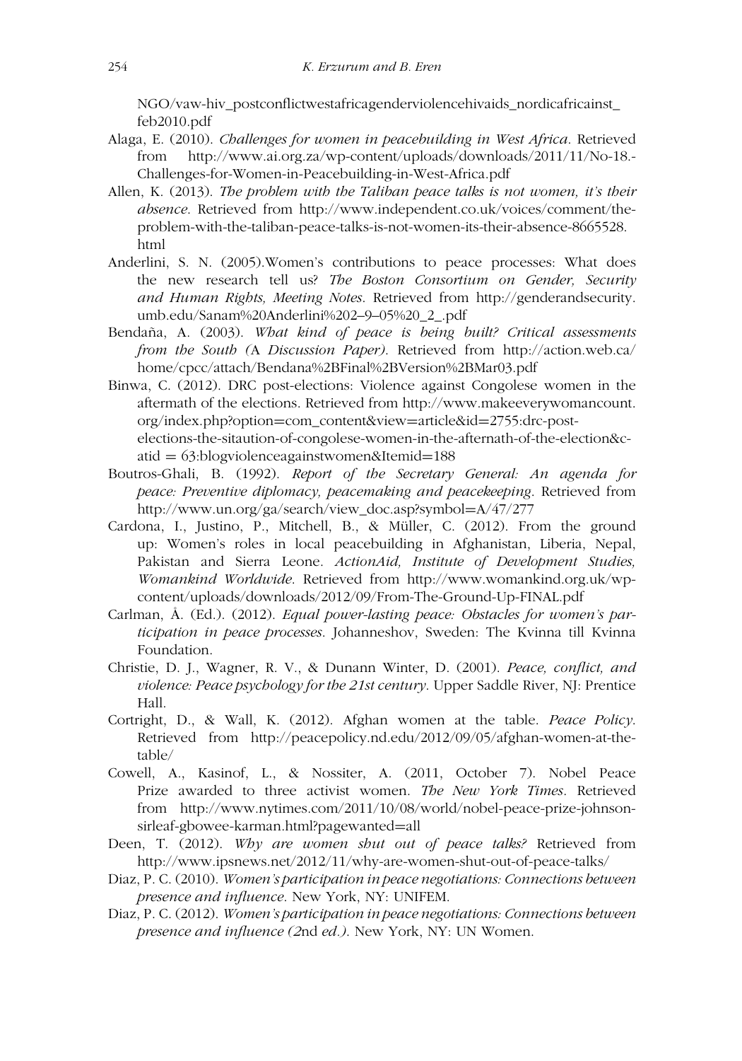NGO/vaw-hiv_postconflictwestafricagenderviolencehivaids_nordicafricainst_feb2010.pdf

Alaga, E. (2010). *Challenges for women in peacebuilding in West Africa*. Retrieved from http://www.ai.org.za/wp-content/uploads/downloads/2011/11/No-18.-Challenges-for-Women-in-Peacebuilding-in-West-Africa.pdf

Allen, K. (2013). *The problem with the Taliban peace talks is not women, it's their absence*. Retrieved from http://www.independent.co.uk/voices/comment/the-problem-with-the-taliban-peace-talks-is-not-women-its-their-absence-8665528.html

Anderlini, S. N. (2005).Women's contributions to peace processes: What does the new research tell us? *The Boston Consortium on Gender, Security and Human Rights, Meeting Notes*. Retrieved from http://genderandsecurity.umb.edu/Sanam%20Anderlini%202–9–05%20_2_.pdf

Bendaña, A. (2003). *What kind of peace is being built? Critical assessments from the South (*A *Discussion Paper)*. Retrieved from http://action.web.ca/home/cpcc/attach/Bendana%2BFinal%2BVersion%2BMar03.pdf

Binwa, C. (2012). DRC post-elections: Violence against Congolese women in the aftermath of the elections. Retrieved from http://www.makeeverywomancount.org/index.php?option=com_content&view=article&id=2755:drc-post-elections-the-sitaution-of-congolese-women-in-the-afternath-of-the-election&catid = 63:blogviolenceagainstwomen&Itemid=188

Boutros-Ghali, B. (1992). *Report of the Secretary General: An agenda for peace: Preventive diplomacy, peacemaking and peacekeeping*. Retrieved from http://www.un.org/ga/search/view_doc.asp?symbol=A/47/277

Cardona, I., Justino, P., Mitchell, B., & Müller, C. (2012). From the ground up: Women's roles in local peacebuilding in Afghanistan, Liberia, Nepal, Pakistan and Sierra Leone. *ActionAid, Institute of Development Studies, Womankind Worldwide*. Retrieved from http://www.womankind.org.uk/wp-content/uploads/downloads/2012/09/From-The-Ground-Up-FINAL.pdf

Carlman, Å. (Ed.). (2012). *Equal power-lasting peace: Obstacles for women's participation in peace processes*. Johanneshov, Sweden: The Kvinna till Kvinna Foundation.

Christie, D. J., Wagner, R. V., & Dunann Winter, D. (2001). *Peace, conflict, and violence: Peace psychology for the 21st century*. Upper Saddle River, NJ: Prentice Hall.

Cortright, D., & Wall, K. (2012). Afghan women at the table. *Peace Policy*. Retrieved from http://peacepolicy.nd.edu/2012/09/05/afghan-women-at-the-table/

Cowell, A., Kasinof, L., & Nossiter, A. (2011, October 7). Nobel Peace Prize awarded to three activist women. *The New York Times*. Retrieved from http://www.nytimes.com/2011/10/08/world/nobel-peace-prize-johnson-sirleaf-gbowee-karman.html?pagewanted=all

Deen, T. (2012). *Why are women shut out of peace talks?* Retrieved from http://www.ipsnews.net/2012/11/why-are-women-shut-out-of-peace-talks/

Diaz, P. C. (2010). *Women's participation in peace negotiations: Connections between presence and influence*. New York, NY: UNIFEM.

Diaz, P. C. (2012). *Women's participation in peace negotiations: Connections between presence and influence (2*nd *ed.)*. New York, NY: UN Women.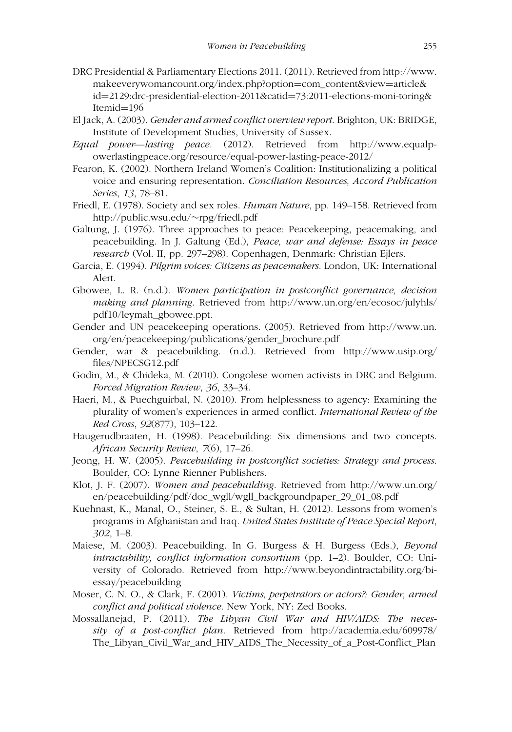DRC Presidential & Parliamentary Elections 2011. (2011). Retrieved from http://www.makeeverywomancount.org/index.php?option=com_content&view=article&id=2129:drc-presidential-election-2011&catid=73:2011-elections-moni-toring&Itemid=196

El Jack, A. (2003). *Gender and armed conflict overview report*. Brighton, UK: BRIDGE, Institute of Development Studies, University of Sussex.

*Equal power—lasting peace*. (2012). Retrieved from http://www.equalpowerlastingpeace.org/resource/equal-power-lasting-peace-2012/

Fearon, K. (2002). Northern Ireland Women's Coalition: Institutionalizing a political voice and ensuring representation. *Conciliation Resources, Accord Publication Series*, *13*, 78–81.

Friedl, E. (1978). Society and sex roles. *Human Nature*, pp. 149–158. Retrieved from http://public.wsu.edu/~rpg/friedl.pdf

Galtung, J. (1976). Three approaches to peace: Peacekeeping, peacemaking, and peacebuilding. In J. Galtung (Ed.), *Peace, war and defense: Essays in peace research* (Vol. II, pp. 297–298). Copenhagen, Denmark: Christian Ejlers.

Garcia, E. (1994). *Pilgrim voices: Citizens as peacemakers*. London, UK: International Alert.

Gbowee, L. R. (n.d.). *Women participation in postconflict governance, decision making and planning*. Retrieved from http://www.un.org/en/ecosoc/julyhls/pdf10/leymah_gbowee.ppt.

Gender and UN peacekeeping operations. (2005). Retrieved from http://www.un.org/en/peacekeeping/publications/gender_brochure.pdf

Gender, war & peacebuilding. (n.d.). Retrieved from http://www.usip.org/files/NPECSG12.pdf

Godin, M., & Chideka, M. (2010). Congolese women activists in DRC and Belgium. *Forced Migration Review*, *36*, 33–34.

Haeri, M., & Puechguirbal, N. (2010). From helplessness to agency: Examining the plurality of women's experiences in armed conflict. *International Review of the Red Cross*, *92*(877), 103–122.

Haugerudbraaten, H. (1998). Peacebuilding: Six dimensions and two concepts. *African Security Review*, *7*(6), 17–26.

Jeong, H. W. (2005). *Peacebuilding in postconflict societies: Strategy and process*. Boulder, CO: Lynne Rienner Publishers.

Klot, J. F. (2007). *Women and peacebuilding*. Retrieved from http://www.un.org/en/peacebuilding/pdf/doc_wgll/wgll_backgroundpaper_29_01_08.pdf

Kuehnast, K., Manal, O., Steiner, S. E., & Sultan, H. (2012). Lessons from women's programs in Afghanistan and Iraq. *United States Institute of Peace Special Report*, *302*, 1–8.

Maiese, M. (2003). Peacebuilding. In G. Burgess & H. Burgess (Eds.), *Beyond intractability, conflict information consortium* (pp. 1–2). Boulder, CO: University of Colorado. Retrieved from http://www.beyondintractability.org/bi-essay/peacebuilding

Moser, C. N. O., & Clark, F. (2001). *Victims, perpetrators or actors?: Gender, armed conflict and political violence*. New York, NY: Zed Books.

Mossallanejad, P. (2011). *The Libyan Civil War and HIV/AIDS: The necessity of a post-conflict plan*. Retrieved from http://academia.edu/609978/The_Libyan_Civil_War_and_HIV_AIDS_The_Necessity_of_a_Post-Conflict_Plan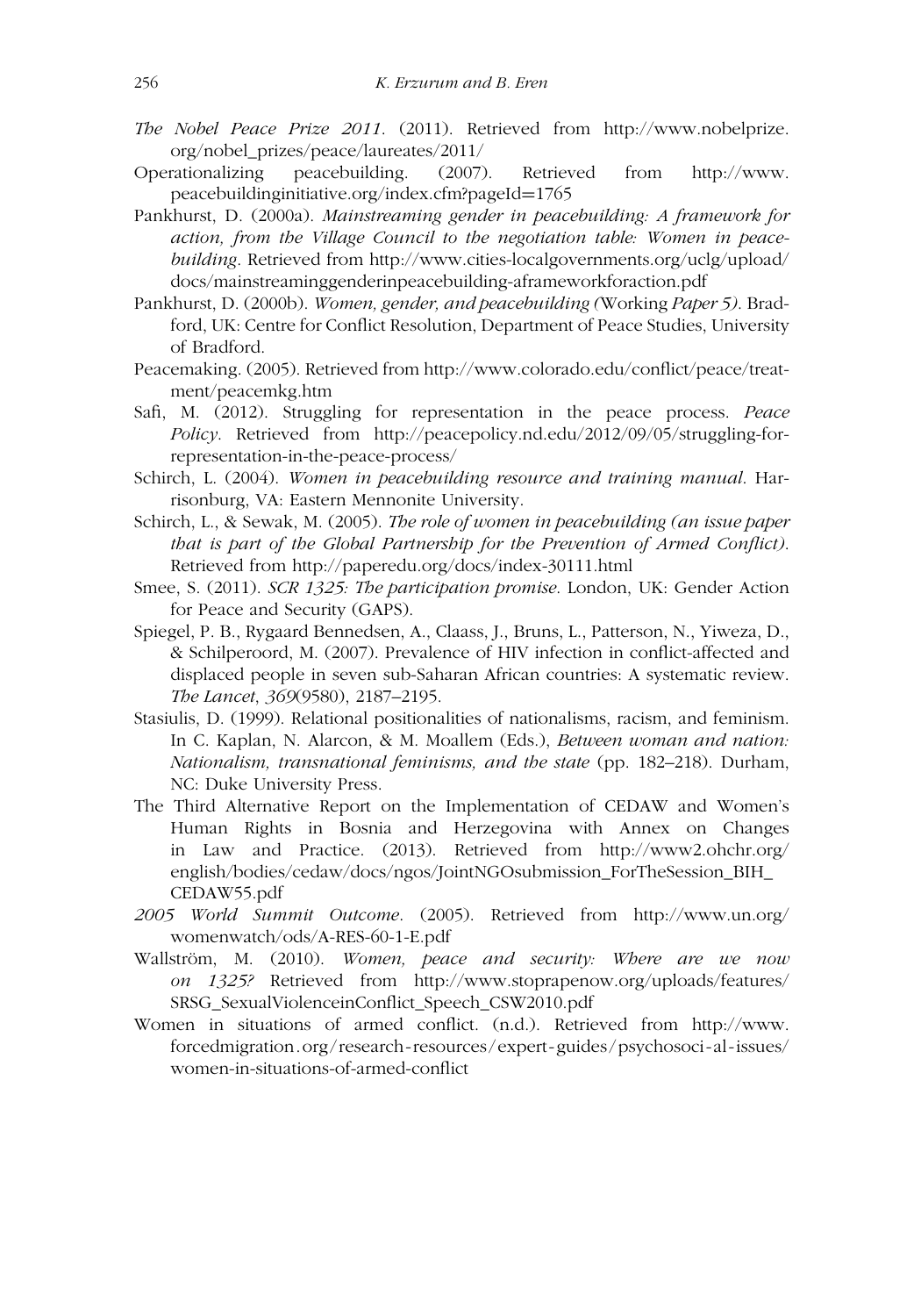*The Nobel Peace Prize 2011*. (2011). Retrieved from http://www.nobelprize.org/nobel_prizes/peace/laureates/2011/

Operationalizing peacebuilding. (2007). Retrieved from http://www.peacebuildinginitiative.org/index.cfm?pageId=1765

Pankhurst, D. (2000a). *Mainstreaming gender in peacebuilding: A framework for action, from the Village Council to the negotiation table: Women in peacebuilding*. Retrieved from http://www.cities-localgovernments.org/uclg/upload/docs/mainstreaminggenderinpeacebuilding-aframeworkforaction.pdf

Pankhurst, D. (2000b). *Women, gender, and peacebuilding (*Working *Paper 5)*. Bradford, UK: Centre for Conflict Resolution, Department of Peace Studies, University of Bradford.

Peacemaking. (2005). Retrieved from http://www.colorado.edu/conflict/peace/treatment/peacemkg.htm

Safi, M. (2012). Struggling for representation in the peace process. *Peace Policy*. Retrieved from http://peacepolicy.nd.edu/2012/09/05/struggling-for-representation-in-the-peace-process/

Schirch, L. (2004). *Women in peacebuilding resource and training manual*. Harrisonburg, VA: Eastern Mennonite University.

Schirch, L., & Sewak, M. (2005). *The role of women in peacebuilding (an issue paper that is part of the Global Partnership for the Prevention of Armed Conflict)*. Retrieved from http://paperedu.org/docs/index-30111.html

Smee, S. (2011). *SCR 1325: The participation promise*. London, UK: Gender Action for Peace and Security (GAPS).

Spiegel, P. B., Rygaard Bennedsen, A., Claass, J., Bruns, L., Patterson, N., Yiweza, D., & Schilperoord, M. (2007). Prevalence of HIV infection in conflict-affected and displaced people in seven sub-Saharan African countries: A systematic review. *The Lancet*, *369*(9580), 2187–2195.

Stasiulis, D. (1999). Relational positionalities of nationalisms, racism, and feminism. In C. Kaplan, N. Alarcon, & M. Moallem (Eds.), *Between woman and nation: Nationalism, transnational feminisms, and the state* (pp. 182–218). Durham, NC: Duke University Press.

The Third Alternative Report on the Implementation of CEDAW and Women's Human Rights in Bosnia and Herzegovina with Annex on Changes in Law and Practice. (2013). Retrieved from http://www2.ohchr.org/english/bodies/cedaw/docs/ngos/JointNGOsubmission_ForTheSession_BIH_CEDAW55.pdf

*2005 World Summit Outcome*. (2005). Retrieved from http://www.un.org/womenwatch/ods/A-RES-60-1-E.pdf

Wallström, M. (2010). *Women, peace and security: Where are we now on 1325?* Retrieved from http://www.stoprapenow.org/uploads/features/SRSG_SexualViolenceinConflict_Speech_CSW2010.pdf

Women in situations of armed conflict. (n.d.). Retrieved from http://www.forcedmigration.org/research-resources/expert-guides/psychosoci-al-issues/women-in-situations-of-armed-conflict